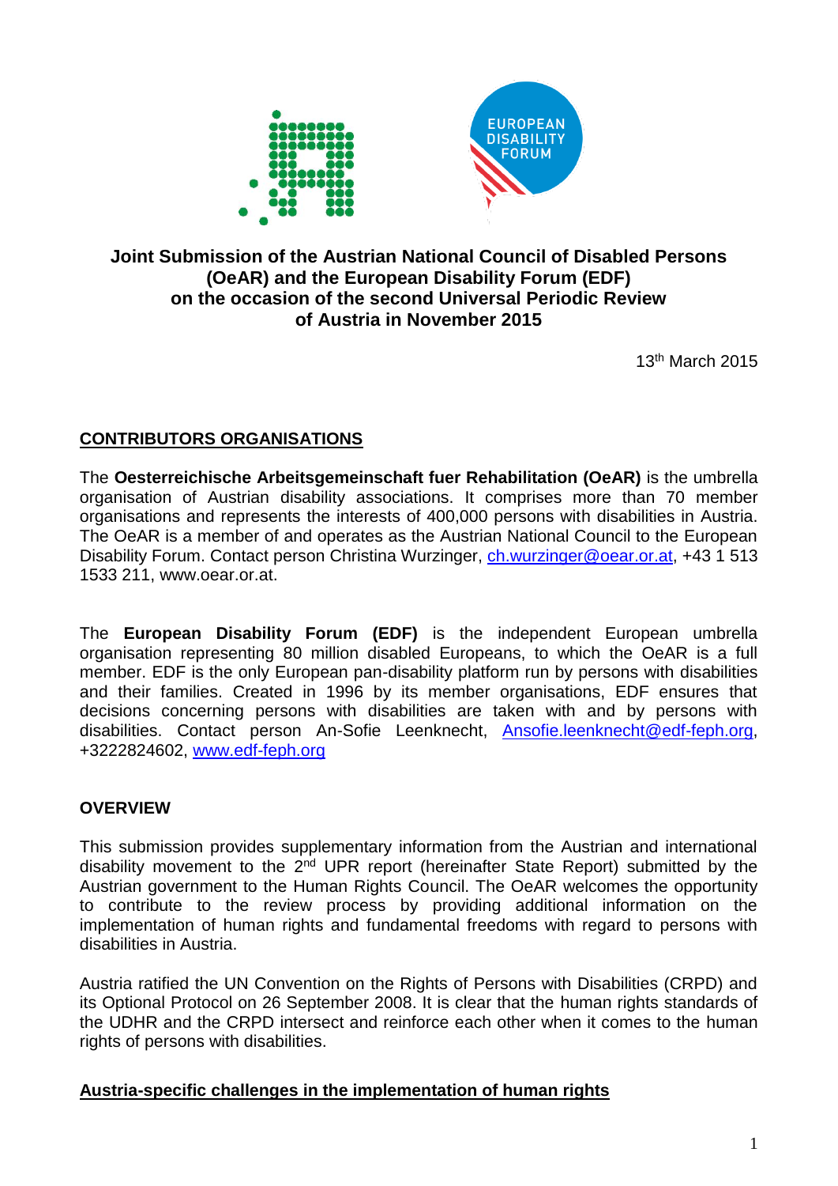**Joint Submission of the Austrian National Council of Disabled Persons (OeAR) and the European Disability Forum (EDF) on the occasion of the second Universal Periodic Review of Austria in November 2015**

13th March 2015

## CONTRIBUTORS ORGANISATIONS

The **Oesterreichische Arbeitsgemeinschaft fuer Rehabilitation (OeAR)** is the umbrella organisation of Austrian disability associations. It comprises more than 70 member organisations and represents the interests of 400,000 persons with disabilities in Austria. The OeAR is a member of and operates as the Austrian National Council to the European Disability Forum. Contact person Christina Wurzinger, ch.wurzinger@oear.or.at, +43 1 513 1533 211, www.oear.or.at.

The **European Disability Forum (EDF)** is the independent European umbrella organisation representing 80 million disabled Europeans, to which the OeAR is a full member. EDF is the only European pan-disability platform run by persons with disabilities and their families. Created in 1996 by its member organisations, EDF ensures that decisions concerning persons with disabilities are taken with and by persons with disabilities. Contact person An-Sofie Leenknecht, Ansofie.leenknecht@edf-feph.org, +3222824602, www.edf-feph.org

## OVERVIEW

This submission provides supplementary information from the Austrian and international disability movement to the 2nd UPR report (hereinafter State Report) submitted by the Austrian government to the Human Rights Council. The OeAR welcomes the opportunity to contribute to the review process by providing additional information on the implementation of human rights and fundamental freedoms with regard to persons with disabilities in Austria.

Austria ratified the UN Convention on the Rights of Persons with Disabilities (CRPD) and its Optional Protocol on 26 September 2008. It is clear that the human rights standards of the UDHR and the CRPD intersect and reinforce each other when it comes to the human rights of persons with disabilities.

### Austria-specific challenges in the implementation of human rights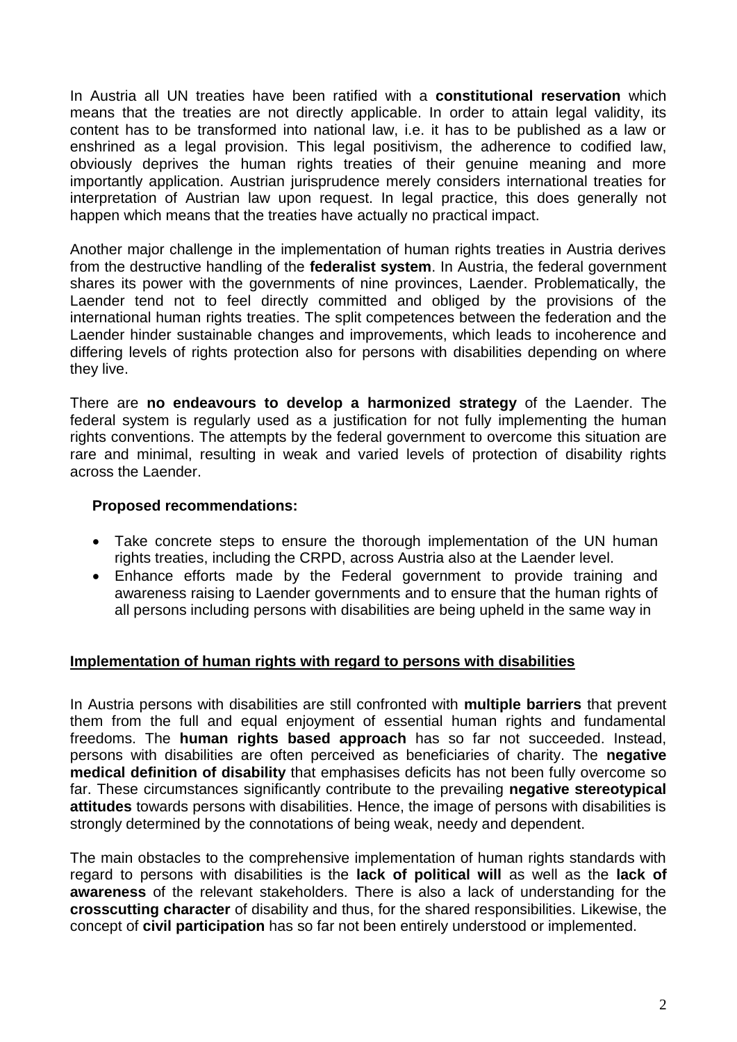In Austria all UN treaties have been ratified with a **constitutional reservation** which means that the treaties are not directly applicable. In order to attain legal validity, its content has to be transformed into national law, i.e. it has to be published as a law or enshrined as a legal provision. This legal positivism, the adherence to codified law, obviously deprives the human rights treaties of their genuine meaning and more importantly application. Austrian jurisprudence merely considers international treaties for interpretation of Austrian law upon request. In legal practice, this does generally not happen which means that the treaties have actually no practical impact.

Another major challenge in the implementation of human rights treaties in Austria derives from the destructive handling of the **federalist system**. In Austria, the federal government shares its power with the governments of nine provinces, Laender. Problematically, the Laender tend not to feel directly committed and obliged by the provisions of the international human rights treaties. The split competences between the federation and the Laender hinder sustainable changes and improvements, which leads to incoherence and differing levels of rights protection also for persons with disabilities depending on where they live.

There are **no endeavours to develop a harmonized strategy** of the Laender. The federal system is regularly used as a justification for not fully implementing the human rights conventions. The attempts by the federal government to overcome this situation are rare and minimal, resulting in weak and varied levels of protection of disability rights across the Laender.

**Proposed recommendations:**

- Take concrete steps to ensure the thorough implementation of the UN human rights treaties, including the CRPD, across Austria also at the Laender level.
- Enhance efforts made by the Federal government to provide training and awareness raising to Laender governments and to ensure that the human rights of all persons including persons with disabilities are being upheld in the same way in

## Implementation of human rights with regard to persons with disabilities

In Austria persons with disabilities are still confronted with **multiple barriers** that prevent them from the full and equal enjoyment of essential human rights and fundamental freedoms. The **human rights based approach** has so far not succeeded. Instead, persons with disabilities are often perceived as beneficiaries of charity. The **negative medical definition of disability** that emphasises deficits has not been fully overcome so far. These circumstances significantly contribute to the prevailing **negative stereotypical attitudes** towards persons with disabilities. Hence, the image of persons with disabilities is strongly determined by the connotations of being weak, needy and dependent.

The main obstacles to the comprehensive implementation of human rights standards with regard to persons with disabilities is the **lack of political will** as well as the **lack of awareness** of the relevant stakeholders. There is also a lack of understanding for the **crosscutting character** of disability and thus, for the shared responsibilities. Likewise, the concept of **civil participation** has so far not been entirely understood or implemented.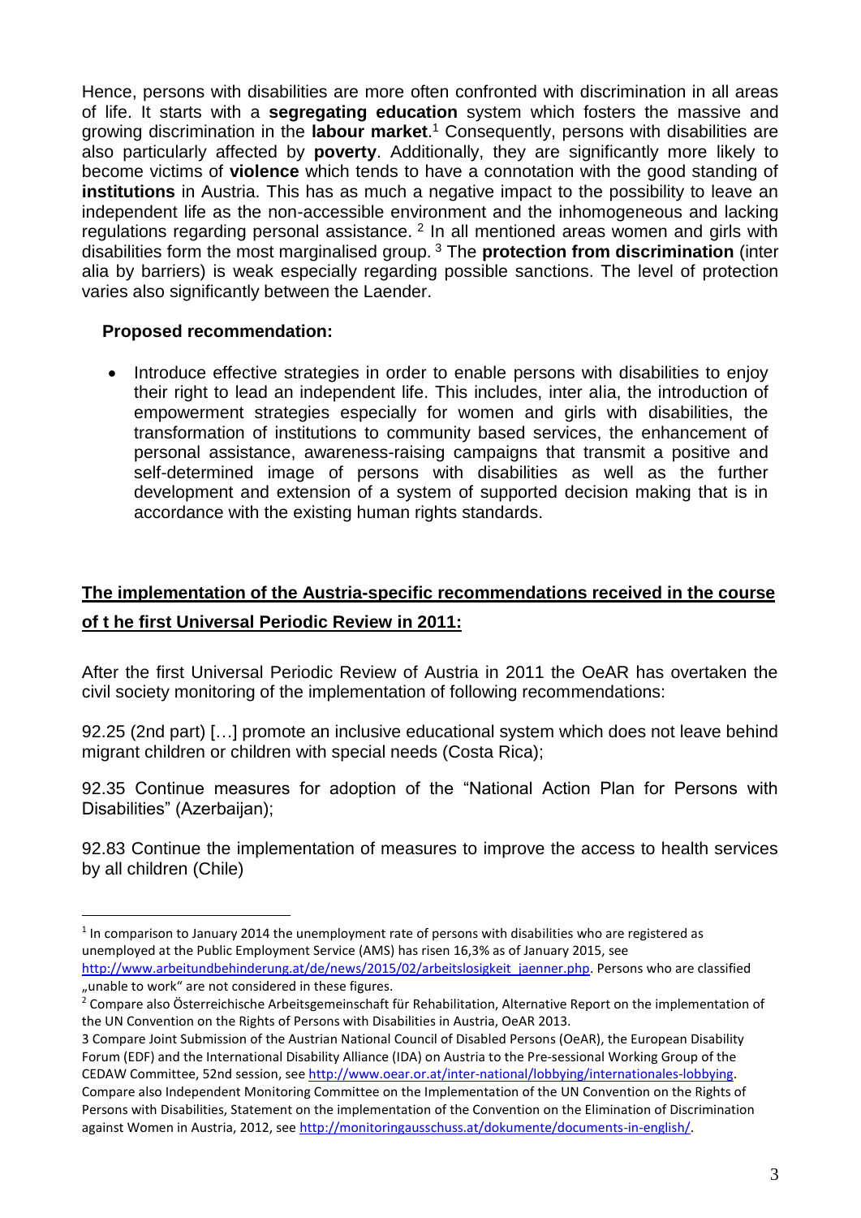Hence, persons with disabilities are more often confronted with discrimination in all areas of life. It starts with a **segregating education** system which fosters the massive and growing discrimination in the **labour market**.[1] Consequently, persons with disabilities are also particularly affected by **poverty**. Additionally, they are significantly more likely to become victims of **violence** which tends to have a connotation with the good standing of **institutions** in Austria. This has as much a negative impact to the possibility to leave an independent life as the non-accessible environment and the inhomogeneous and lacking regulations regarding personal assistance. [2] In all mentioned areas women and girls with disabilities form the most marginalised group. [3] The **protection from discrimination** (inter alia by barriers) is weak especially regarding possible sanctions. The level of protection varies also significantly between the Laender.

**Proposed recommendation:**

- Introduce effective strategies in order to enable persons with disabilities to enjoy their right to lead an independent life. This includes, inter alia, the introduction of empowerment strategies especially for women and girls with disabilities, the transformation of institutions to community based services, the enhancement of personal assistance, awareness-raising campaigns that transmit a positive and self-determined image of persons with disabilities as well as the further development and extension of a system of supported decision making that is in accordance with the existing human rights standards.

## **The implementation of the Austria-specific recommendations received in the course of t he first Universal Periodic Review in 2011:**

After the first Universal Periodic Review of Austria in 2011 the OeAR has overtaken the civil society monitoring of the implementation of following recommendations:

92.25 (2nd part) […] promote an inclusive educational system which does not leave behind migrant children or children with special needs (Costa Rica);

92.35 Continue measures for adoption of the "National Action Plan for Persons with Disabilities" (Azerbaijan);

92.83 Continue the implementation of measures to improve the access to health services by all children (Chile)

---

[1] In comparison to January 2014 the unemployment rate of persons with disabilities who are registered as unemployed at the Public Employment Service (AMS) has risen 16,3% as of January 2015, see http://www.arbeitundbehinderung.at/de/news/2015/02/arbeitslosigkeit_jaenner.php. Persons who are classified „unable to work" are not considered in these figures.

[2] Compare also Österreichische Arbeitsgemeinschaft für Rehabilitation, Alternative Report on the implementation of the UN Convention on the Rights of Persons with Disabilities in Austria, OeAR 2013.

3 Compare Joint Submission of the Austrian National Council of Disabled Persons (OeAR), the European Disability Forum (EDF) and the International Disability Alliance (IDA) on Austria to the Pre-sessional Working Group of the CEDAW Committee, 52nd session, see http://www.oear.or.at/inter-national/lobbying/internationales-lobbying. Compare also Independent Monitoring Committee on the Implementation of the UN Convention on the Rights of Persons with Disabilities, Statement on the implementation of the Convention on the Elimination of Discrimination against Women in Austria, 2012, see http://monitoringausschuss.at/dokumente/documents-in-english/.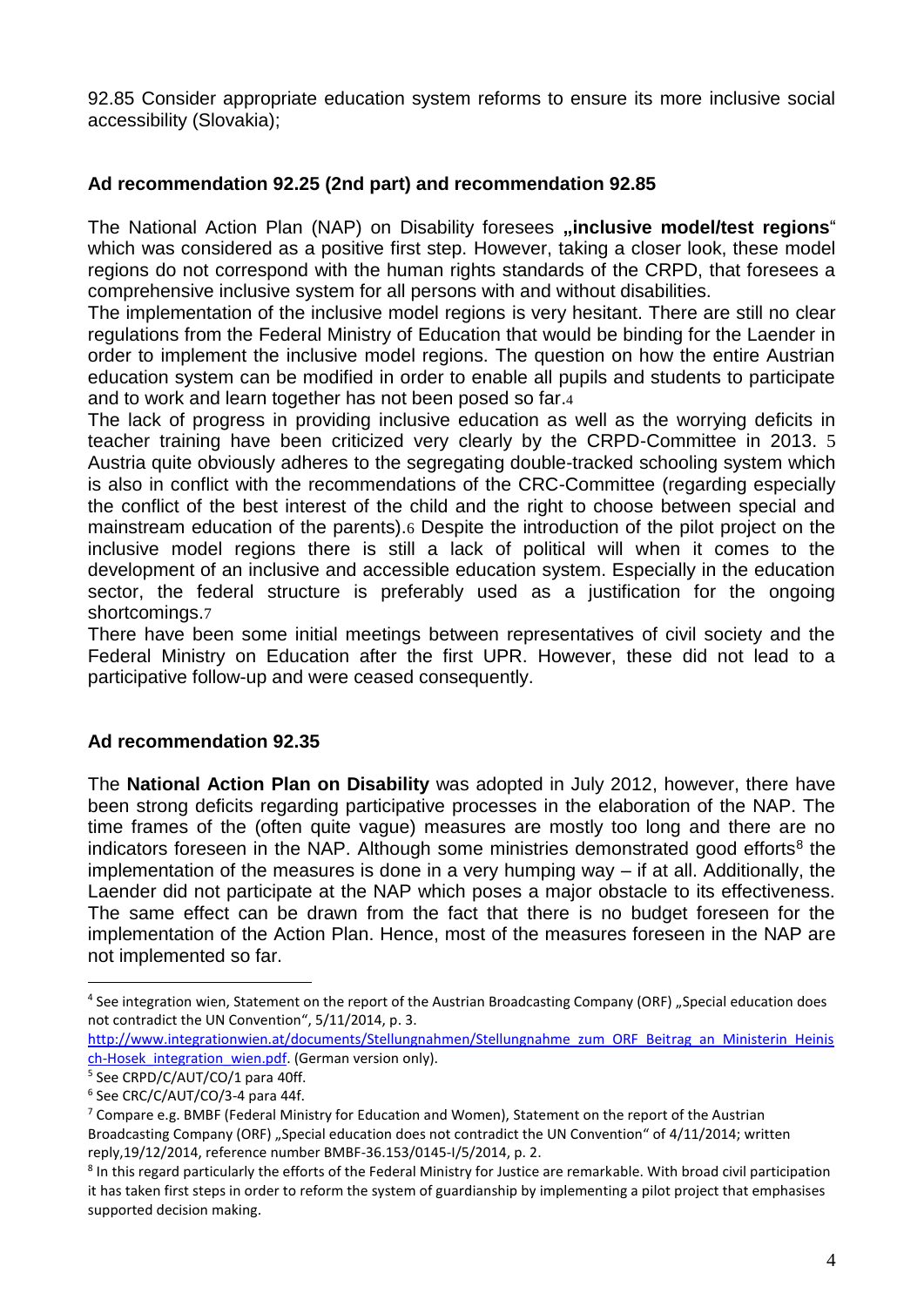92.85 Consider appropriate education system reforms to ensure its more inclusive social accessibility (Slovakia);

### Ad recommendation 92.25 (2nd part) and recommendation 92.85

The National Action Plan (NAP) on Disability foresees **„inclusive model/test regions**" which was considered as a positive first step. However, taking a closer look, these model regions do not correspond with the human rights standards of the CRPD, that foresees a comprehensive inclusive system for all persons with and without disabilities.

The implementation of the inclusive model regions is very hesitant. There are still no clear regulations from the Federal Ministry of Education that would be binding for the Laender in order to implement the inclusive model regions. The question on how the entire Austrian education system can be modified in order to enable all pupils and students to participate and to work and learn together has not been posed so far.[4]

The lack of progress in providing inclusive education as well as the worrying deficits in teacher training have been criticized very clearly by the CRPD-Committee in 2013.[5] Austria quite obviously adheres to the segregating double-tracked schooling system which is also in conflict with the recommendations of the CRC-Committee (regarding especially the conflict of the best interest of the child and the right to choose between special and mainstream education of the parents).[6] Despite the introduction of the pilot project on the inclusive model regions there is still a lack of political will when it comes to the development of an inclusive and accessible education system. Especially in the education sector, the federal structure is preferably used as a justification for the ongoing shortcomings.[7]

There have been some initial meetings between representatives of civil society and the Federal Ministry on Education after the first UPR. However, these did not lead to a participative follow-up and were ceased consequently.

### Ad recommendation 92.35

The **National Action Plan on Disability** was adopted in July 2012, however, there have been strong deficits regarding participative processes in the elaboration of the NAP. The time frames of the (often quite vague) measures are mostly too long and there are no indicators foreseen in the NAP. Although some ministries demonstrated good efforts[8] the implementation of the measures is done in a very humping way – if at all. Additionally, the Laender did not participate at the NAP which poses a major obstacle to its effectiveness. The same effect can be drawn from the fact that there is no budget foreseen for the implementation of the Action Plan. Hence, most of the measures foreseen in the NAP are not implemented so far.

---

[4] See integration wien, Statement on the report of the Austrian Broadcasting Company (ORF) „Special education does not contradict the UN Convention", 5/11/2014, p. 3. http://www.integrationwien.at/documents/Stellungnahmen/Stellungnahme_zum_ORF_Beitrag_an_Ministerin_Heinisch-Hosek_integration_wien.pdf. (German version only).

[5] See CRPD/C/AUT/CO/1 para 40ff.

[6] See CRC/C/AUT/CO/3-4 para 44f.

[7] Compare e.g. BMBF (Federal Ministry for Education and Women), Statement on the report of the Austrian Broadcasting Company (ORF) „Special education does not contradict the UN Convention" of 4/11/2014; written reply,19/12/2014, reference number BMBF-36.153/0145-I/5/2014, p. 2.

[8] In this regard particularly the efforts of the Federal Ministry for Justice are remarkable. With broad civil participation it has taken first steps in order to reform the system of guardianship by implementing a pilot project that emphasises supported decision making.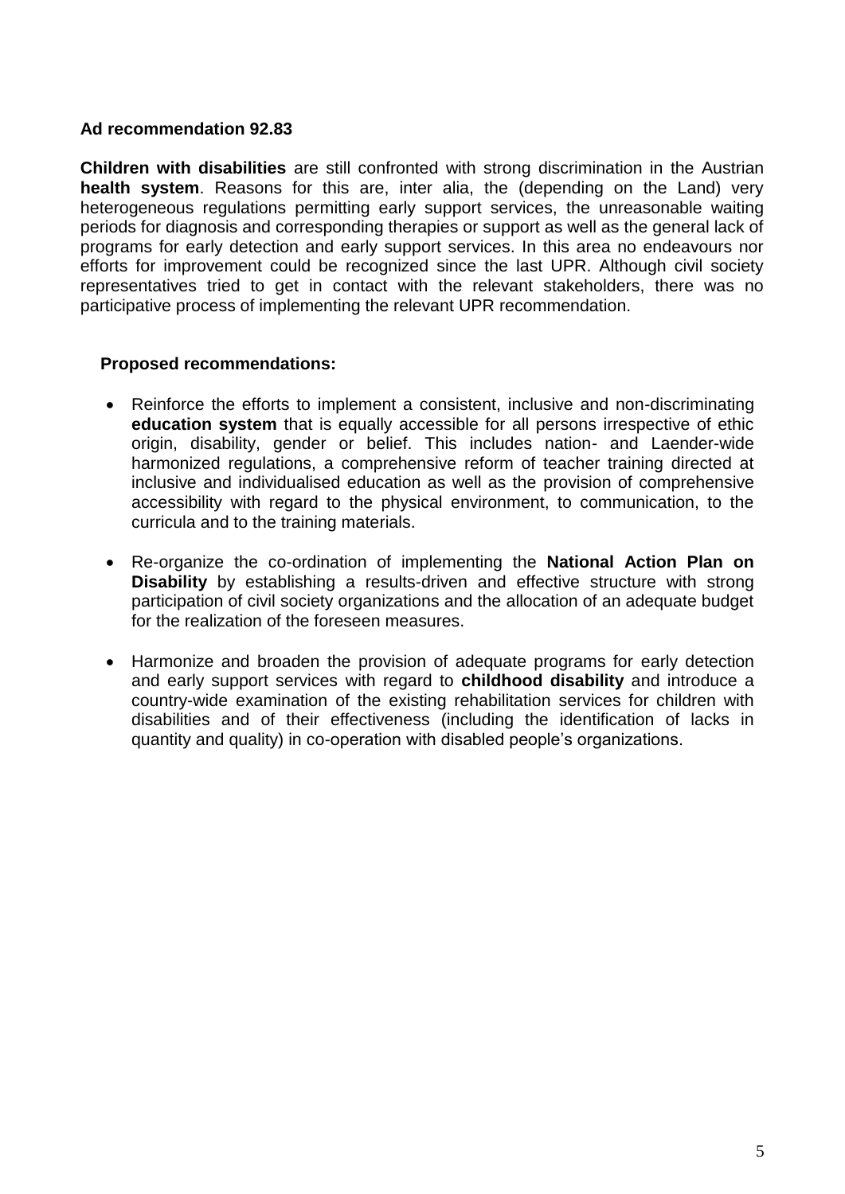**Ad recommendation 92.83**

**Children with disabilities** are still confronted with strong discrimination in the Austrian **health system**. Reasons for this are, inter alia, the (depending on the Land) very heterogeneous regulations permitting early support services, the unreasonable waiting periods for diagnosis and corresponding therapies or support as well as the general lack of programs for early detection and early support services. In this area no endeavours nor efforts for improvement could be recognized since the last UPR. Although civil society representatives tried to get in contact with the relevant stakeholders, there was no participative process of implementing the relevant UPR recommendation.

**Proposed recommendations:**

- Reinforce the efforts to implement a consistent, inclusive and non-discriminating **education system** that is equally accessible for all persons irrespective of ethic origin, disability, gender or belief. This includes nation- and Laender-wide harmonized regulations, a comprehensive reform of teacher training directed at inclusive and individualised education as well as the provision of comprehensive accessibility with regard to the physical environment, to communication, to the curricula and to the training materials.

- Re-organize the co-ordination of implementing the **National Action Plan on Disability** by establishing a results-driven and effective structure with strong participation of civil society organizations and the allocation of an adequate budget for the realization of the foreseen measures.

- Harmonize and broaden the provision of adequate programs for early detection and early support services with regard to **childhood disability** and introduce a country-wide examination of the existing rehabilitation services for children with disabilities and of their effectiveness (including the identification of lacks in quantity and quality) in co-operation with disabled people's organizations.